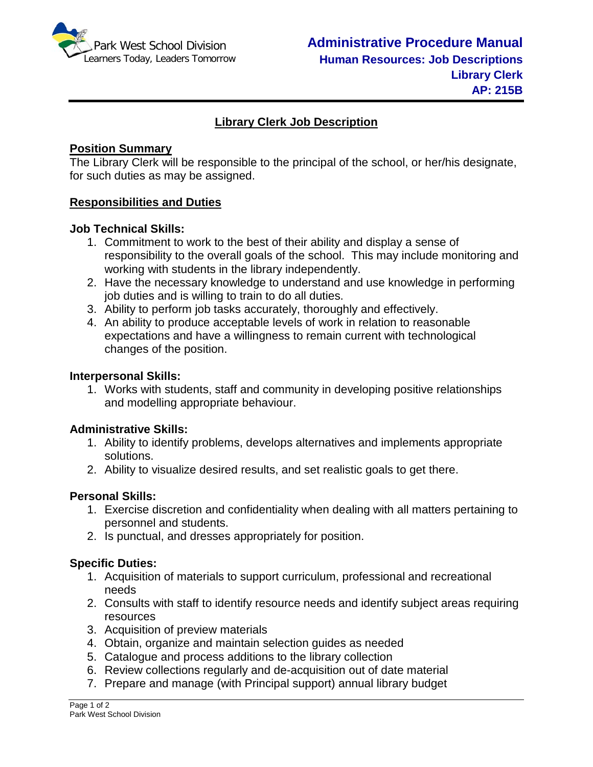Park West School Division
Learners Today, Leaders Tomorrow

# Administrative Procedure Manual
**Human Resources: Job Descriptions**
**Library Clerk**
**AP: 215B**

## Library Clerk Job Description

### Position Summary

The Library Clerk will be responsible to the principal of the school, or her/his designate, for such duties as may be assigned.

### Responsibilities and Duties

**Job Technical Skills:**

1. Commitment to work to the best of their ability and display a sense of responsibility to the overall goals of the school. This may include monitoring and working with students in the library independently.
2. Have the necessary knowledge to understand and use knowledge in performing job duties and is willing to train to do all duties.
3. Ability to perform job tasks accurately, thoroughly and effectively.
4. An ability to produce acceptable levels of work in relation to reasonable expectations and have a willingness to remain current with technological changes of the position.

**Interpersonal Skills:**

1. Works with students, staff and community in developing positive relationships and modelling appropriate behaviour.

**Administrative Skills:**

1. Ability to identify problems, develops alternatives and implements appropriate solutions.
2. Ability to visualize desired results, and set realistic goals to get there.

**Personal Skills:**

1. Exercise discretion and confidentiality when dealing with all matters pertaining to personnel and students.
2. Is punctual, and dresses appropriately for position.

**Specific Duties:**

1. Acquisition of materials to support curriculum, professional and recreational needs
2. Consults with staff to identify resource needs and identify subject areas requiring resources
3. Acquisition of preview materials
4. Obtain, organize and maintain selection guides as needed
5. Catalogue and process additions to the library collection
6. Review collections regularly and de-acquisition out of date material
7. Prepare and manage (with Principal support) annual library budget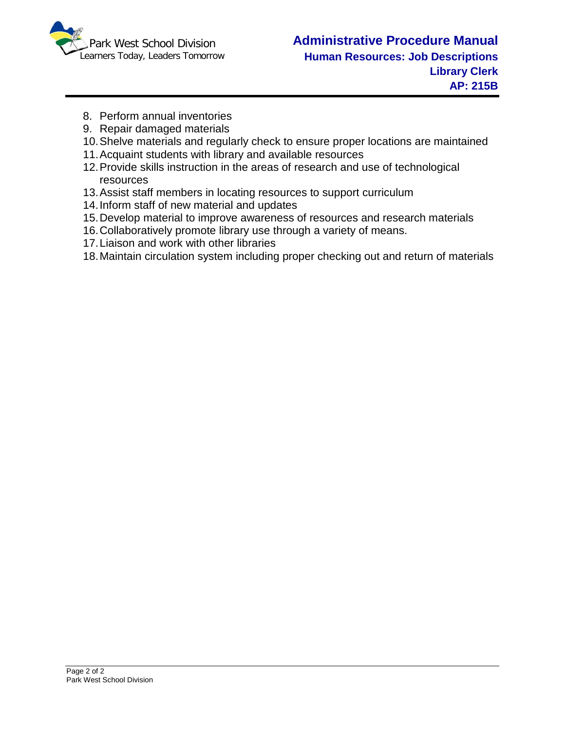8. Perform annual inventories
9. Repair damaged materials
10. Shelve materials and regularly check to ensure proper locations are maintained
11. Acquaint students with library and available resources
12. Provide skills instruction in the areas of research and use of technological resources
13. Assist staff members in locating resources to support curriculum
14. Inform staff of new material and updates
15. Develop material to improve awareness of resources and research materials
16. Collaboratively promote library use through a variety of means.
17. Liaison and work with other libraries
18. Maintain circulation system including proper checking out and return of materials